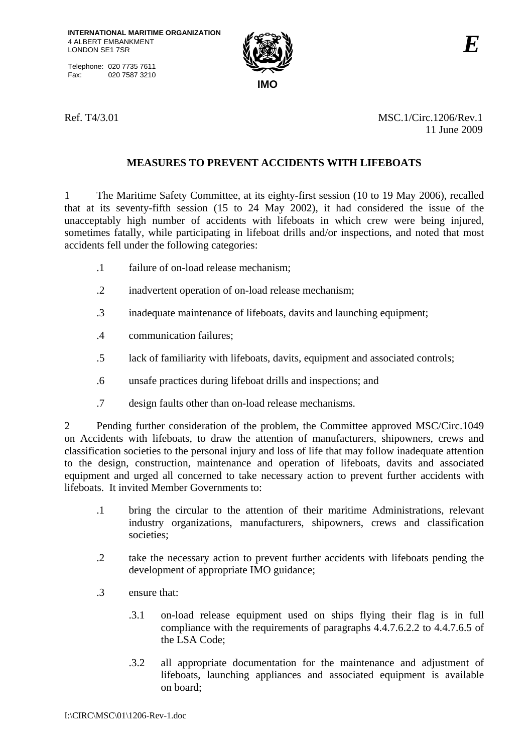INTERNATIONAL MARITIME ORGANIZATION
4 ALBERT EMBANKMENT
LONDON SE1 7SR

Telephone: 020 7735 7611
Fax: 020 7587 3210

IMO

*E*

Ref. T4/3.01

MSC.1/Circ.1206/Rev.1
11 June 2009

## MEASURES TO PREVENT ACCIDENTS WITH LIFEBOATS

1 The Maritime Safety Committee, at its eighty-first session (10 to 19 May 2006), recalled that at its seventy-fifth session (15 to 24 May 2002), it had considered the issue of the unacceptably high number of accidents with lifeboats in which crew were being injured, sometimes fatally, while participating in lifeboat drills and/or inspections, and noted that most accidents fell under the following categories:

- .1 failure of on-load release mechanism;
- .2 inadvertent operation of on-load release mechanism;
- .3 inadequate maintenance of lifeboats, davits and launching equipment;
- .4 communication failures;
- .5 lack of familiarity with lifeboats, davits, equipment and associated controls;
- .6 unsafe practices during lifeboat drills and inspections; and
- .7 design faults other than on-load release mechanisms.

2 Pending further consideration of the problem, the Committee approved MSC/Circ.1049 on Accidents with lifeboats, to draw the attention of manufacturers, shipowners, crews and classification societies to the personal injury and loss of life that may follow inadequate attention to the design, construction, maintenance and operation of lifeboats, davits and associated equipment and urged all concerned to take necessary action to prevent further accidents with lifeboats. It invited Member Governments to:

- .1 bring the circular to the attention of their maritime Administrations, relevant industry organizations, manufacturers, shipowners, crews and classification societies;
- .2 take the necessary action to prevent further accidents with lifeboats pending the development of appropriate IMO guidance;
- .3 ensure that:
  - .3.1 on-load release equipment used on ships flying their flag is in full compliance with the requirements of paragraphs 4.4.7.6.2.2 to 4.4.7.6.5 of the LSA Code;
  - .3.2 all appropriate documentation for the maintenance and adjustment of lifeboats, launching appliances and associated equipment is available on board;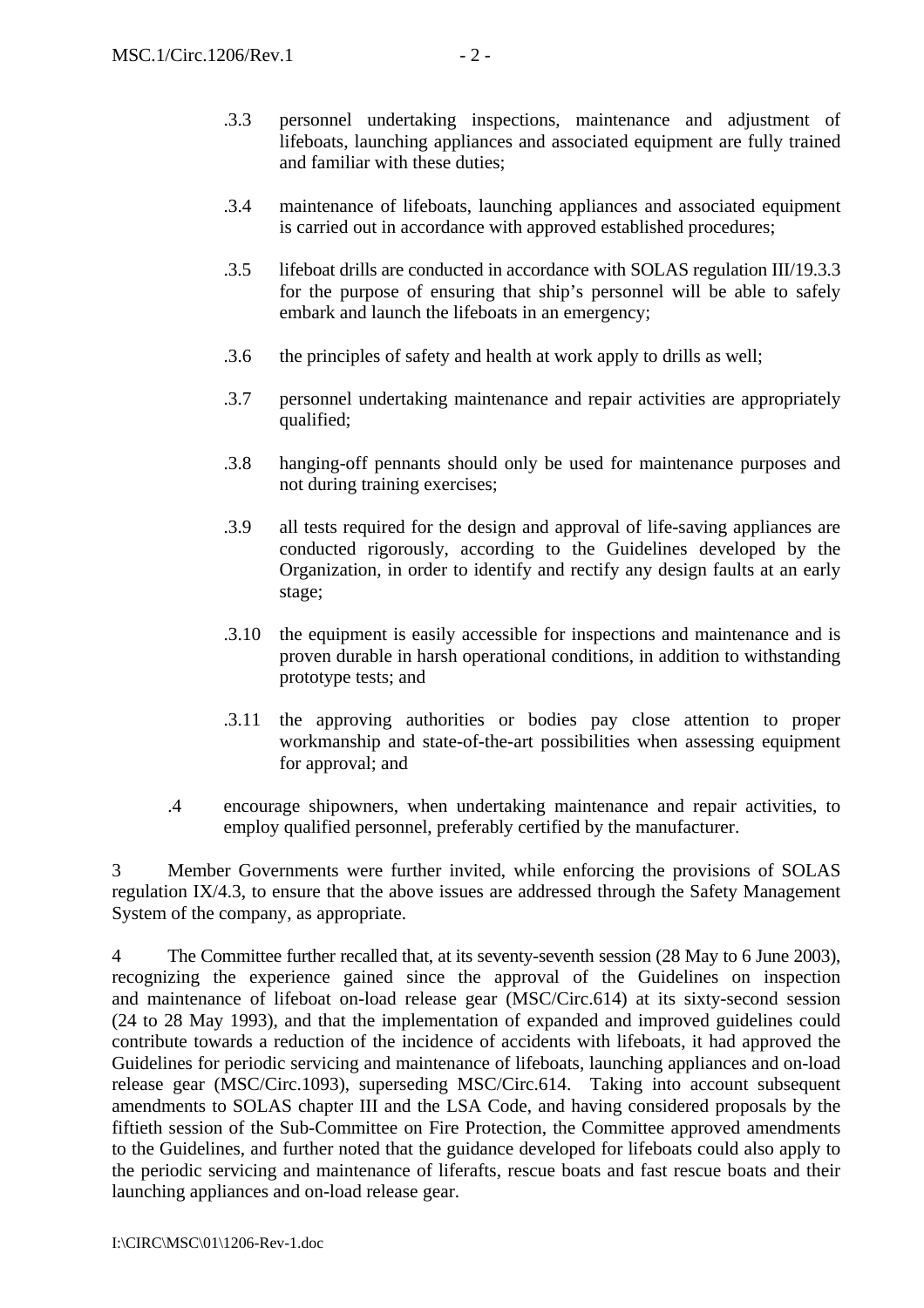.3.3 personnel undertaking inspections, maintenance and adjustment of lifeboats, launching appliances and associated equipment are fully trained and familiar with these duties;

.3.4 maintenance of lifeboats, launching appliances and associated equipment is carried out in accordance with approved established procedures;

.3.5 lifeboat drills are conducted in accordance with SOLAS regulation III/19.3.3 for the purpose of ensuring that ship's personnel will be able to safely embark and launch the lifeboats in an emergency;

.3.6 the principles of safety and health at work apply to drills as well;

.3.7 personnel undertaking maintenance and repair activities are appropriately qualified;

.3.8 hanging-off pennants should only be used for maintenance purposes and not during training exercises;

.3.9 all tests required for the design and approval of life-saving appliances are conducted rigorously, according to the Guidelines developed by the Organization, in order to identify and rectify any design faults at an early stage;

.3.10 the equipment is easily accessible for inspections and maintenance and is proven durable in harsh operational conditions, in addition to withstanding prototype tests; and

.3.11 the approving authorities or bodies pay close attention to proper workmanship and state-of-the-art possibilities when assessing equipment for approval; and

.4 encourage shipowners, when undertaking maintenance and repair activities, to employ qualified personnel, preferably certified by the manufacturer.

3 Member Governments were further invited, while enforcing the provisions of SOLAS regulation IX/4.3, to ensure that the above issues are addressed through the Safety Management System of the company, as appropriate.

4 The Committee further recalled that, at its seventy-seventh session (28 May to 6 June 2003), recognizing the experience gained since the approval of the Guidelines on inspection and maintenance of lifeboat on-load release gear (MSC/Circ.614) at its sixty-second session (24 to 28 May 1993), and that the implementation of expanded and improved guidelines could contribute towards a reduction of the incidence of accidents with lifeboats, it had approved the Guidelines for periodic servicing and maintenance of lifeboats, launching appliances and on-load release gear (MSC/Circ.1093), superseding MSC/Circ.614. Taking into account subsequent amendments to SOLAS chapter III and the LSA Code, and having considered proposals by the fiftieth session of the Sub-Committee on Fire Protection, the Committee approved amendments to the Guidelines, and further noted that the guidance developed for lifeboats could also apply to the periodic servicing and maintenance of liferafts, rescue boats and fast rescue boats and their launching appliances and on-load release gear.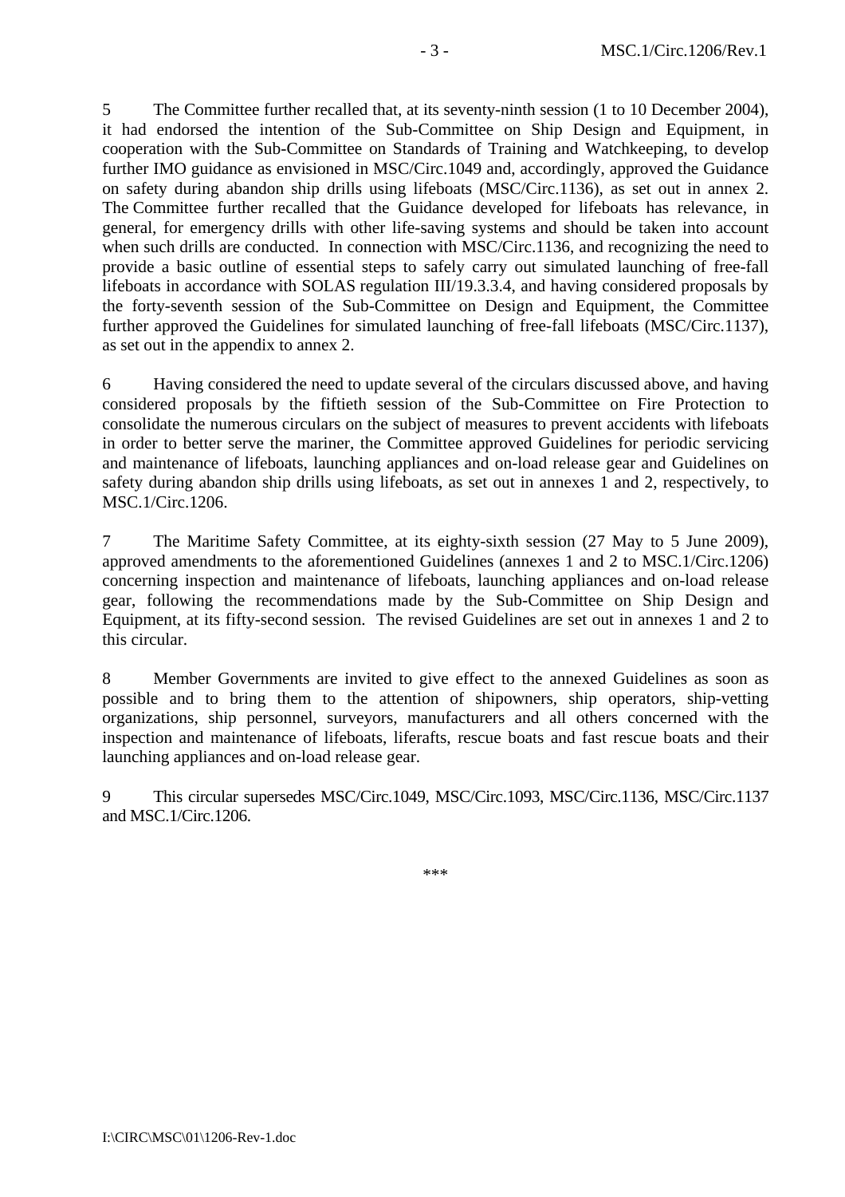5 The Committee further recalled that, at its seventy-ninth session (1 to 10 December 2004), it had endorsed the intention of the Sub-Committee on Ship Design and Equipment, in cooperation with the Sub-Committee on Standards of Training and Watchkeeping, to develop further IMO guidance as envisioned in MSC/Circ.1049 and, accordingly, approved the Guidance on safety during abandon ship drills using lifeboats (MSC/Circ.1136), as set out in annex 2. The Committee further recalled that the Guidance developed for lifeboats has relevance, in general, for emergency drills with other life-saving systems and should be taken into account when such drills are conducted. In connection with MSC/Circ.1136, and recognizing the need to provide a basic outline of essential steps to safely carry out simulated launching of free-fall lifeboats in accordance with SOLAS regulation III/19.3.3.4, and having considered proposals by the forty-seventh session of the Sub-Committee on Design and Equipment, the Committee further approved the Guidelines for simulated launching of free-fall lifeboats (MSC/Circ.1137), as set out in the appendix to annex 2.

6 Having considered the need to update several of the circulars discussed above, and having considered proposals by the fiftieth session of the Sub-Committee on Fire Protection to consolidate the numerous circulars on the subject of measures to prevent accidents with lifeboats in order to better serve the mariner, the Committee approved Guidelines for periodic servicing and maintenance of lifeboats, launching appliances and on-load release gear and Guidelines on safety during abandon ship drills using lifeboats, as set out in annexes 1 and 2, respectively, to MSC.1/Circ.1206.

7 The Maritime Safety Committee, at its eighty-sixth session (27 May to 5 June 2009), approved amendments to the aforementioned Guidelines (annexes 1 and 2 to MSC.1/Circ.1206) concerning inspection and maintenance of lifeboats, launching appliances and on-load release gear, following the recommendations made by the Sub-Committee on Ship Design and Equipment, at its fifty-second session. The revised Guidelines are set out in annexes 1 and 2 to this circular.

8 Member Governments are invited to give effect to the annexed Guidelines as soon as possible and to bring them to the attention of shipowners, ship operators, ship-vetting organizations, ship personnel, surveyors, manufacturers and all others concerned with the inspection and maintenance of lifeboats, liferafts, rescue boats and fast rescue boats and their launching appliances and on-load release gear.

9 This circular supersedes MSC/Circ.1049, MSC/Circ.1093, MSC/Circ.1136, MSC/Circ.1137 and MSC.1/Circ.1206.

***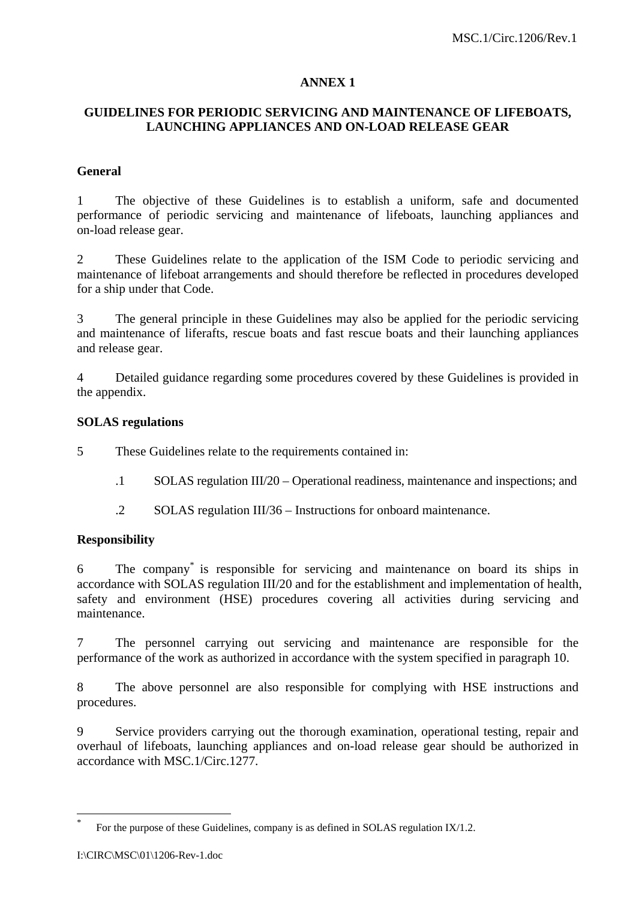## ANNEX 1

## GUIDELINES FOR PERIODIC SERVICING AND MAINTENANCE OF LIFEBOATS, LAUNCHING APPLIANCES AND ON-LOAD RELEASE GEAR

### General

1 The objective of these Guidelines is to establish a uniform, safe and documented performance of periodic servicing and maintenance of lifeboats, launching appliances and on-load release gear.

2 These Guidelines relate to the application of the ISM Code to periodic servicing and maintenance of lifeboat arrangements and should therefore be reflected in procedures developed for a ship under that Code.

3 The general principle in these Guidelines may also be applied for the periodic servicing and maintenance of liferafts, rescue boats and fast rescue boats and their launching appliances and release gear.

4 Detailed guidance regarding some procedures covered by these Guidelines is provided in the appendix.

### SOLAS regulations

5 These Guidelines relate to the requirements contained in:

.1 SOLAS regulation III/20 – Operational readiness, maintenance and inspections; and

.2 SOLAS regulation III/36 – Instructions for onboard maintenance.

### Responsibility

6 The company[*] is responsible for servicing and maintenance on board its ships in accordance with SOLAS regulation III/20 and for the establishment and implementation of health, safety and environment (HSE) procedures covering all activities during servicing and maintenance.

7 The personnel carrying out servicing and maintenance are responsible for the performance of the work as authorized in accordance with the system specified in paragraph 10.

8 The above personnel are also responsible for complying with HSE instructions and procedures.

9 Service providers carrying out the thorough examination, operational testing, repair and overhaul of lifeboats, launching appliances and on-load release gear should be authorized in accordance with MSC.1/Circ.1277.

---

[*] For the purpose of these Guidelines, company is as defined in SOLAS regulation IX/1.2.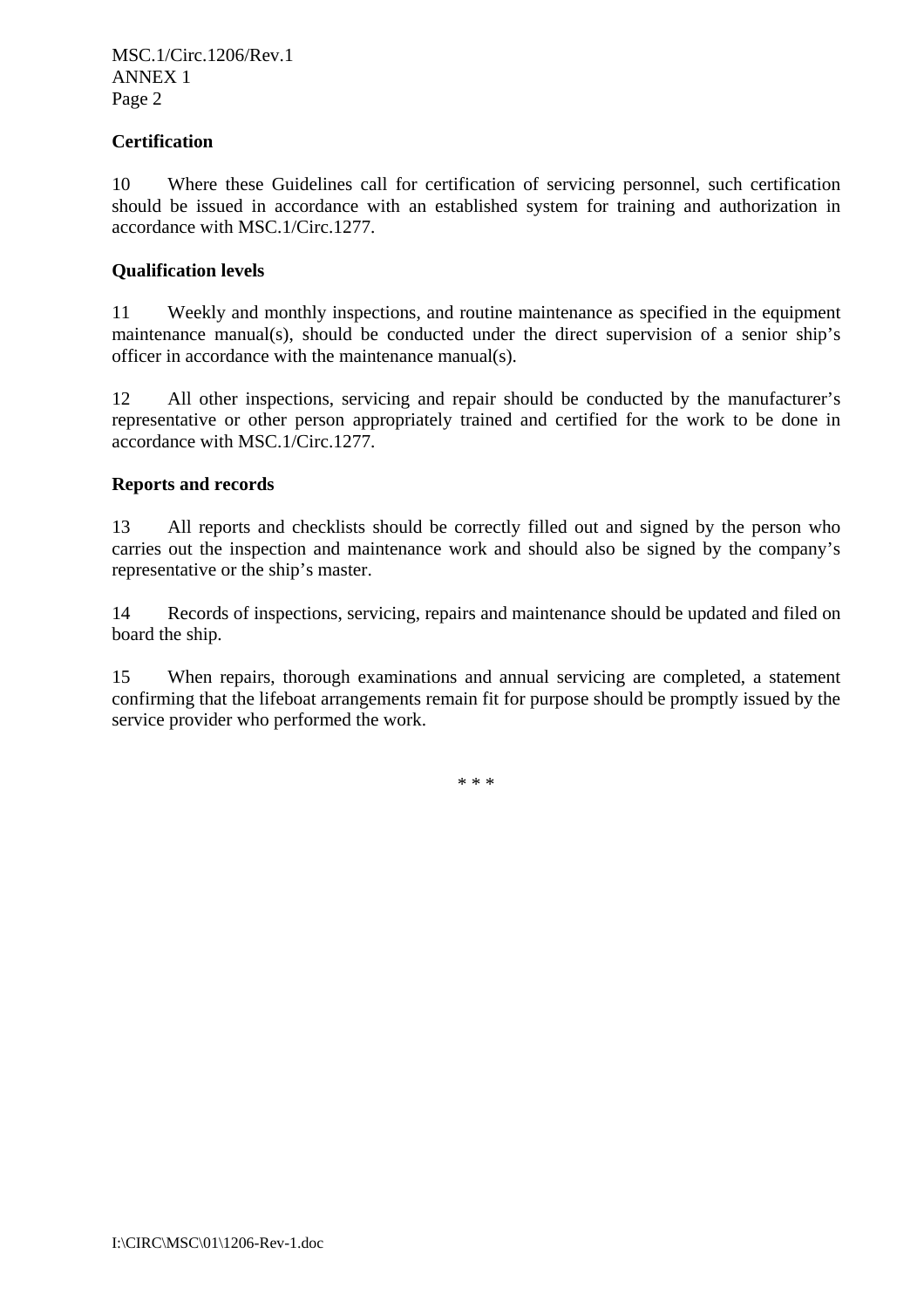## Certification

10 Where these Guidelines call for certification of servicing personnel, such certification should be issued in accordance with an established system for training and authorization in accordance with MSC.1/Circ.1277.

## Qualification levels

11 Weekly and monthly inspections, and routine maintenance as specified in the equipment maintenance manual(s), should be conducted under the direct supervision of a senior ship's officer in accordance with the maintenance manual(s).

12 All other inspections, servicing and repair should be conducted by the manufacturer's representative or other person appropriately trained and certified for the work to be done in accordance with MSC.1/Circ.1277.

## Reports and records

13 All reports and checklists should be correctly filled out and signed by the person who carries out the inspection and maintenance work and should also be signed by the company's representative or the ship's master.

14 Records of inspections, servicing, repairs and maintenance should be updated and filed on board the ship.

15 When repairs, thorough examinations and annual servicing are completed, a statement confirming that the lifeboat arrangements remain fit for purpose should be promptly issued by the service provider who performed the work.

\* \* \*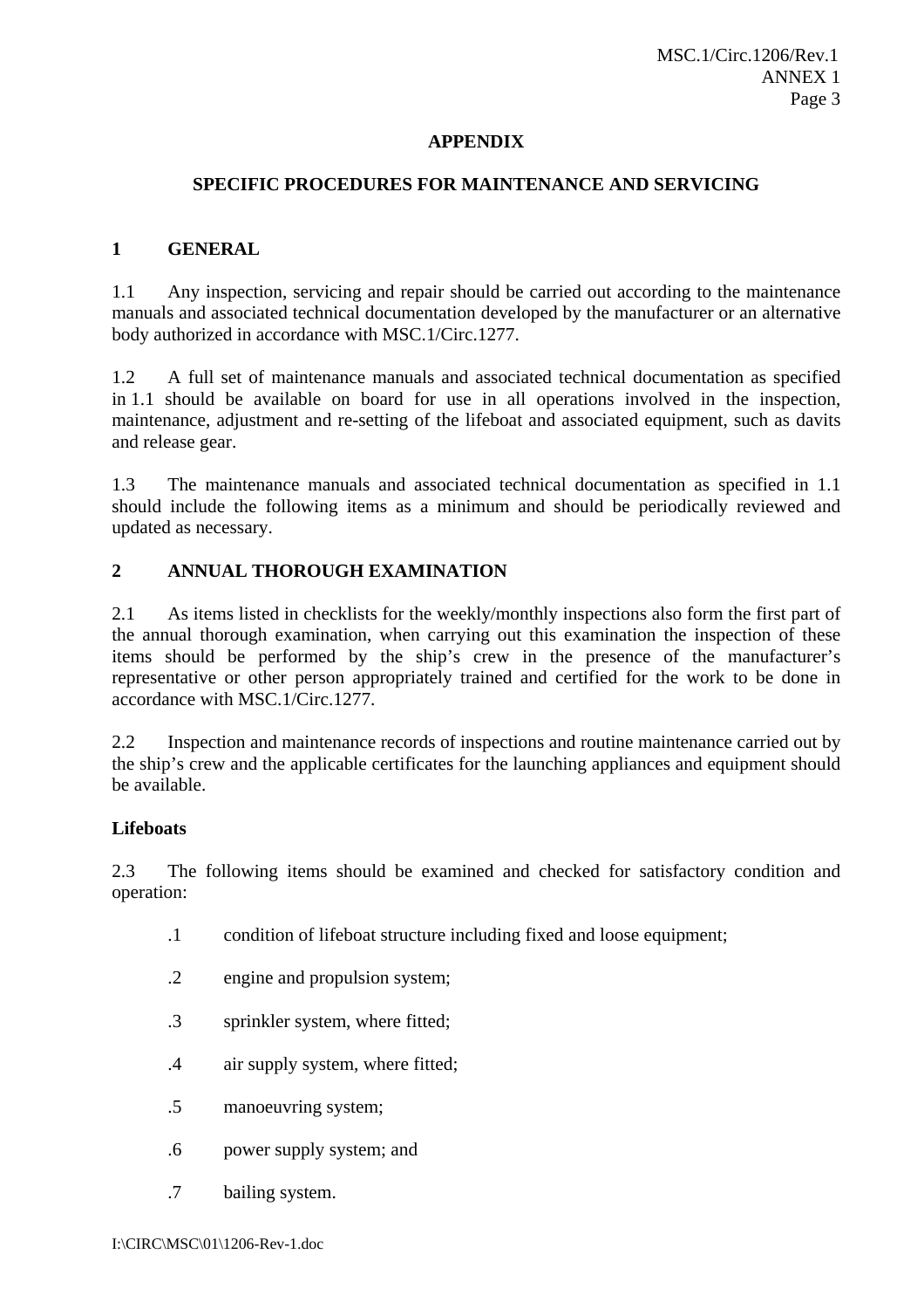## APPENDIX

## SPECIFIC PROCEDURES FOR MAINTENANCE AND SERVICING

### 1 GENERAL

1.1 Any inspection, servicing and repair should be carried out according to the maintenance manuals and associated technical documentation developed by the manufacturer or an alternative body authorized in accordance with MSC.1/Circ.1277.

1.2 A full set of maintenance manuals and associated technical documentation as specified in 1.1 should be available on board for use in all operations involved in the inspection, maintenance, adjustment and re-setting of the lifeboat and associated equipment, such as davits and release gear.

1.3 The maintenance manuals and associated technical documentation as specified in 1.1 should include the following items as a minimum and should be periodically reviewed and updated as necessary.

### 2 ANNUAL THOROUGH EXAMINATION

2.1 As items listed in checklists for the weekly/monthly inspections also form the first part of the annual thorough examination, when carrying out this examination the inspection of these items should be performed by the ship's crew in the presence of the manufacturer's representative or other person appropriately trained and certified for the work to be done in accordance with MSC.1/Circ.1277.

2.2 Inspection and maintenance records of inspections and routine maintenance carried out by the ship's crew and the applicable certificates for the launching appliances and equipment should be available.

**Lifeboats**

2.3 The following items should be examined and checked for satisfactory condition and operation:

.1 condition of lifeboat structure including fixed and loose equipment;

.2 engine and propulsion system;

.3 sprinkler system, where fitted;

.4 air supply system, where fitted;

.5 manoeuvring system;

.6 power supply system; and

.7 bailing system.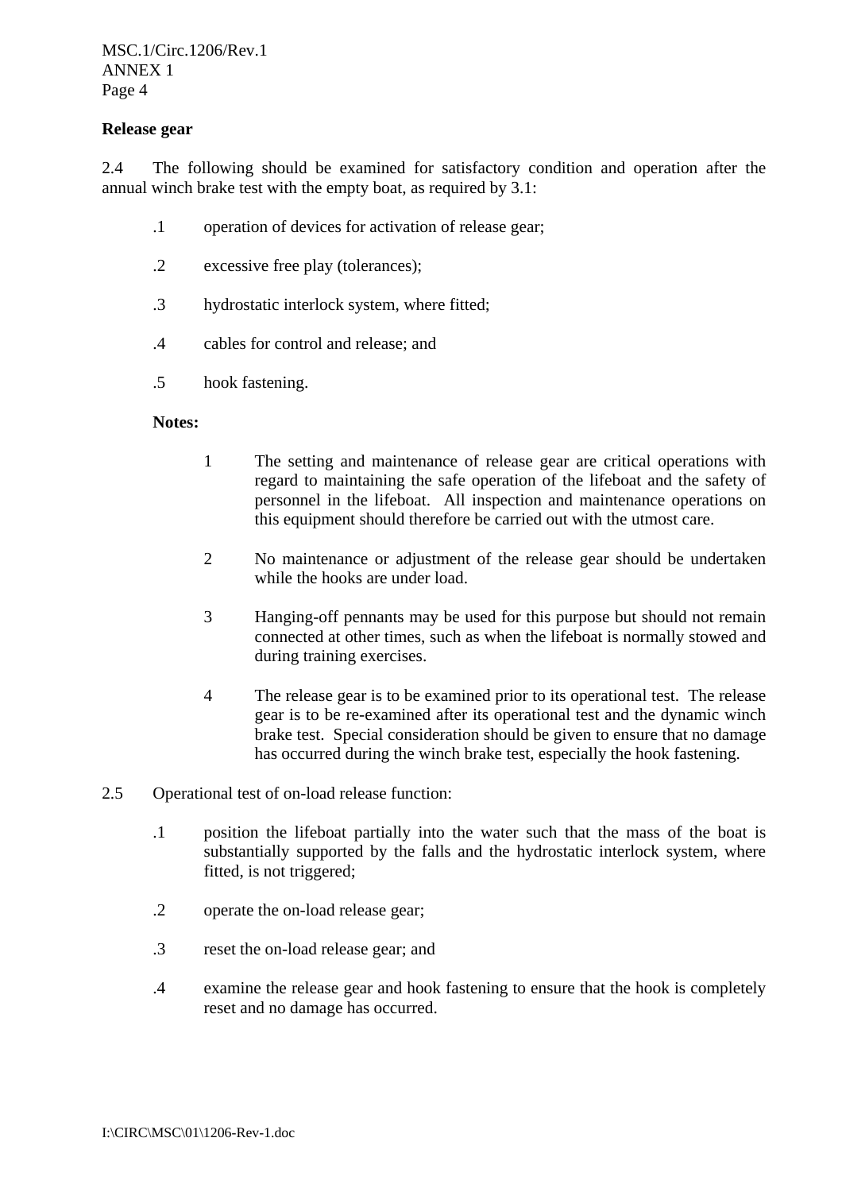**Release gear**

2.4 The following should be examined for satisfactory condition and operation after the annual winch brake test with the empty boat, as required by 3.1:

.1 operation of devices for activation of release gear;

.2 excessive free play (tolerances);

.3 hydrostatic interlock system, where fitted;

.4 cables for control and release; and

.5 hook fastening.

**Notes:**

1 The setting and maintenance of release gear are critical operations with regard to maintaining the safe operation of the lifeboat and the safety of personnel in the lifeboat. All inspection and maintenance operations on this equipment should therefore be carried out with the utmost care.

2 No maintenance or adjustment of the release gear should be undertaken while the hooks are under load.

3 Hanging-off pennants may be used for this purpose but should not remain connected at other times, such as when the lifeboat is normally stowed and during training exercises.

4 The release gear is to be examined prior to its operational test. The release gear is to be re-examined after its operational test and the dynamic winch brake test. Special consideration should be given to ensure that no damage has occurred during the winch brake test, especially the hook fastening.

2.5 Operational test of on-load release function:

.1 position the lifeboat partially into the water such that the mass of the boat is substantially supported by the falls and the hydrostatic interlock system, where fitted, is not triggered;

.2 operate the on-load release gear;

.3 reset the on-load release gear; and

.4 examine the release gear and hook fastening to ensure that the hook is completely reset and no damage has occurred.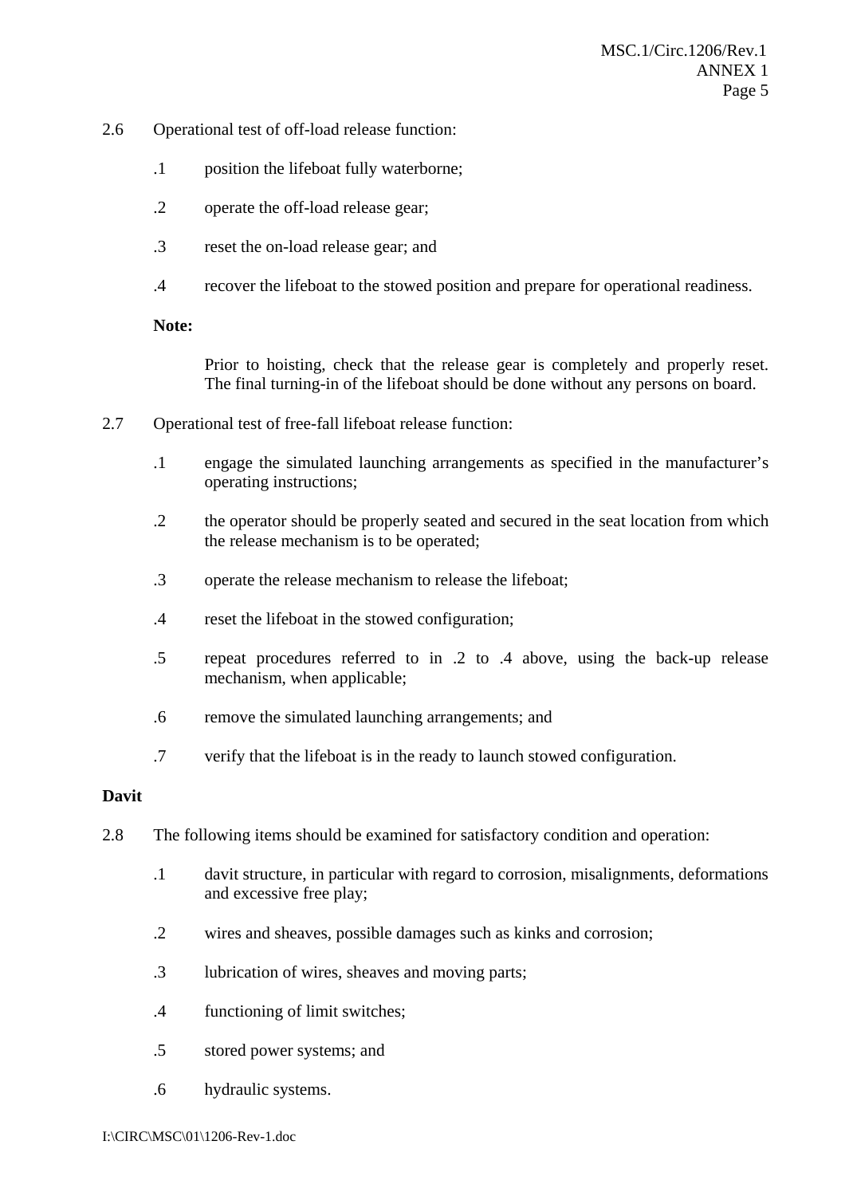2.6 Operational test of off-load release function:

.1 position the lifeboat fully waterborne;

.2 operate the off-load release gear;

.3 reset the on-load release gear; and

.4 recover the lifeboat to the stowed position and prepare for operational readiness.

**Note:**

Prior to hoisting, check that the release gear is completely and properly reset. The final turning-in of the lifeboat should be done without any persons on board.

2.7 Operational test of free-fall lifeboat release function:

.1 engage the simulated launching arrangements as specified in the manufacturer's operating instructions;

.2 the operator should be properly seated and secured in the seat location from which the release mechanism is to be operated;

.3 operate the release mechanism to release the lifeboat;

.4 reset the lifeboat in the stowed configuration;

.5 repeat procedures referred to in .2 to .4 above, using the back-up release mechanism, when applicable;

.6 remove the simulated launching arrangements; and

.7 verify that the lifeboat is in the ready to launch stowed configuration.

**Davit**

2.8 The following items should be examined for satisfactory condition and operation:

.1 davit structure, in particular with regard to corrosion, misalignments, deformations and excessive free play;

.2 wires and sheaves, possible damages such as kinks and corrosion;

.3 lubrication of wires, sheaves and moving parts;

.4 functioning of limit switches;

.5 stored power systems; and

.6 hydraulic systems.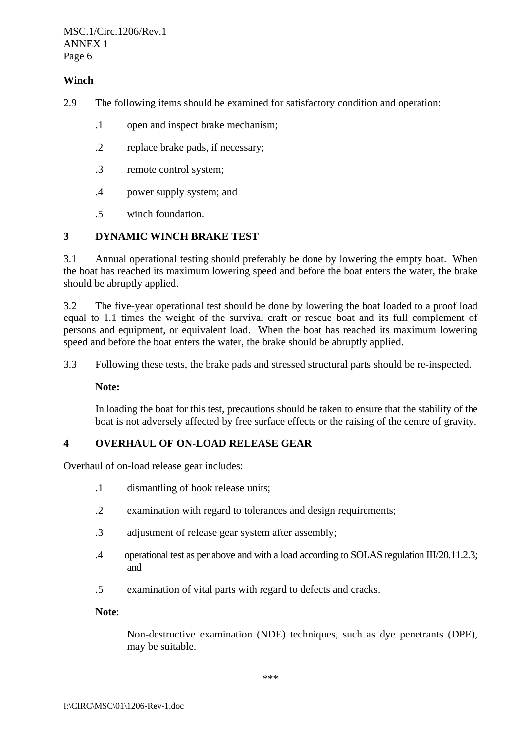**Winch**

2.9 The following items should be examined for satisfactory condition and operation:

- .1 open and inspect brake mechanism;
- .2 replace brake pads, if necessary;
- .3 remote control system;
- .4 power supply system; and
- .5 winch foundation.

## 3 DYNAMIC WINCH BRAKE TEST

3.1 Annual operational testing should preferably be done by lowering the empty boat. When the boat has reached its maximum lowering speed and before the boat enters the water, the brake should be abruptly applied.

3.2 The five-year operational test should be done by lowering the boat loaded to a proof load equal to 1.1 times the weight of the survival craft or rescue boat and its full complement of persons and equipment, or equivalent load. When the boat has reached its maximum lowering speed and before the boat enters the water, the brake should be abruptly applied.

3.3 Following these tests, the brake pads and stressed structural parts should be re-inspected.

**Note:**

In loading the boat for this test, precautions should be taken to ensure that the stability of the boat is not adversely affected by free surface effects or the raising of the centre of gravity.

## 4 OVERHAUL OF ON-LOAD RELEASE GEAR

Overhaul of on-load release gear includes:

- .1 dismantling of hook release units;
- .2 examination with regard to tolerances and design requirements;
- .3 adjustment of release gear system after assembly;
- .4 operational test as per above and with a load according to SOLAS regulation III/20.11.2.3; and
- .5 examination of vital parts with regard to defects and cracks.

**Note**:

Non-destructive examination (NDE) techniques, such as dye penetrants (DPE), may be suitable.

***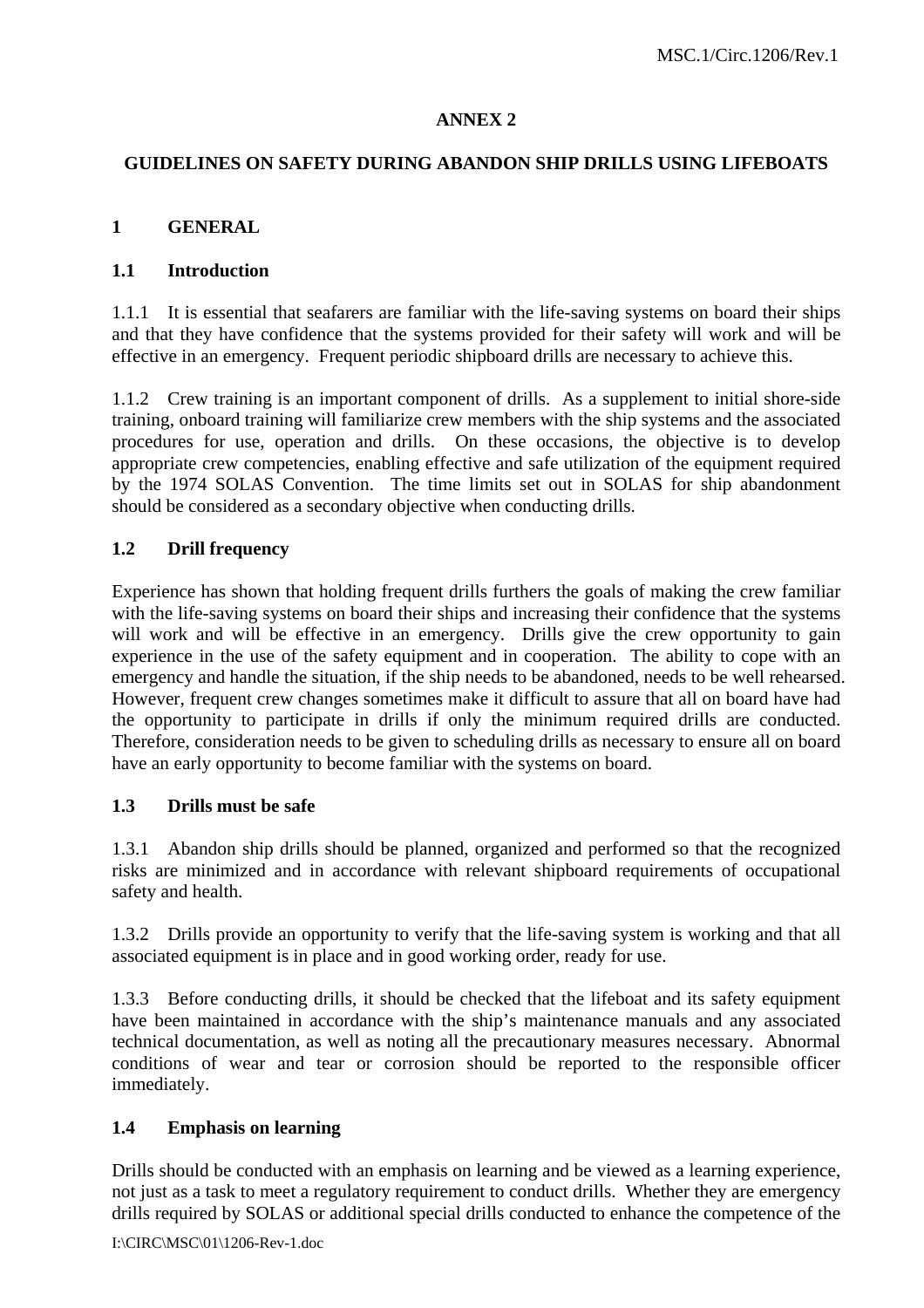# ANNEX 2

## GUIDELINES ON SAFETY DURING ABANDON SHIP DRILLS USING LIFEBOATS

## 1 GENERAL

### 1.1 Introduction

1.1.1 It is essential that seafarers are familiar with the life-saving systems on board their ships and that they have confidence that the systems provided for their safety will work and will be effective in an emergency. Frequent periodic shipboard drills are necessary to achieve this.

1.1.2 Crew training is an important component of drills. As a supplement to initial shore-side training, onboard training will familiarize crew members with the ship systems and the associated procedures for use, operation and drills. On these occasions, the objective is to develop appropriate crew competencies, enabling effective and safe utilization of the equipment required by the 1974 SOLAS Convention. The time limits set out in SOLAS for ship abandonment should be considered as a secondary objective when conducting drills.

### 1.2 Drill frequency

Experience has shown that holding frequent drills furthers the goals of making the crew familiar with the life-saving systems on board their ships and increasing their confidence that the systems will work and will be effective in an emergency. Drills give the crew opportunity to gain experience in the use of the safety equipment and in cooperation. The ability to cope with an emergency and handle the situation, if the ship needs to be abandoned, needs to be well rehearsed. However, frequent crew changes sometimes make it difficult to assure that all on board have had the opportunity to participate in drills if only the minimum required drills are conducted. Therefore, consideration needs to be given to scheduling drills as necessary to ensure all on board have an early opportunity to become familiar with the systems on board.

### 1.3 Drills must be safe

1.3.1 Abandon ship drills should be planned, organized and performed so that the recognized risks are minimized and in accordance with relevant shipboard requirements of occupational safety and health.

1.3.2 Drills provide an opportunity to verify that the life-saving system is working and that all associated equipment is in place and in good working order, ready for use.

1.3.3 Before conducting drills, it should be checked that the lifeboat and its safety equipment have been maintained in accordance with the ship's maintenance manuals and any associated technical documentation, as well as noting all the precautionary measures necessary. Abnormal conditions of wear and tear or corrosion should be reported to the responsible officer immediately.

### 1.4 Emphasis on learning

Drills should be conducted with an emphasis on learning and be viewed as a learning experience, not just as a task to meet a regulatory requirement to conduct drills. Whether they are emergency drills required by SOLAS or additional special drills conducted to enhance the competence of the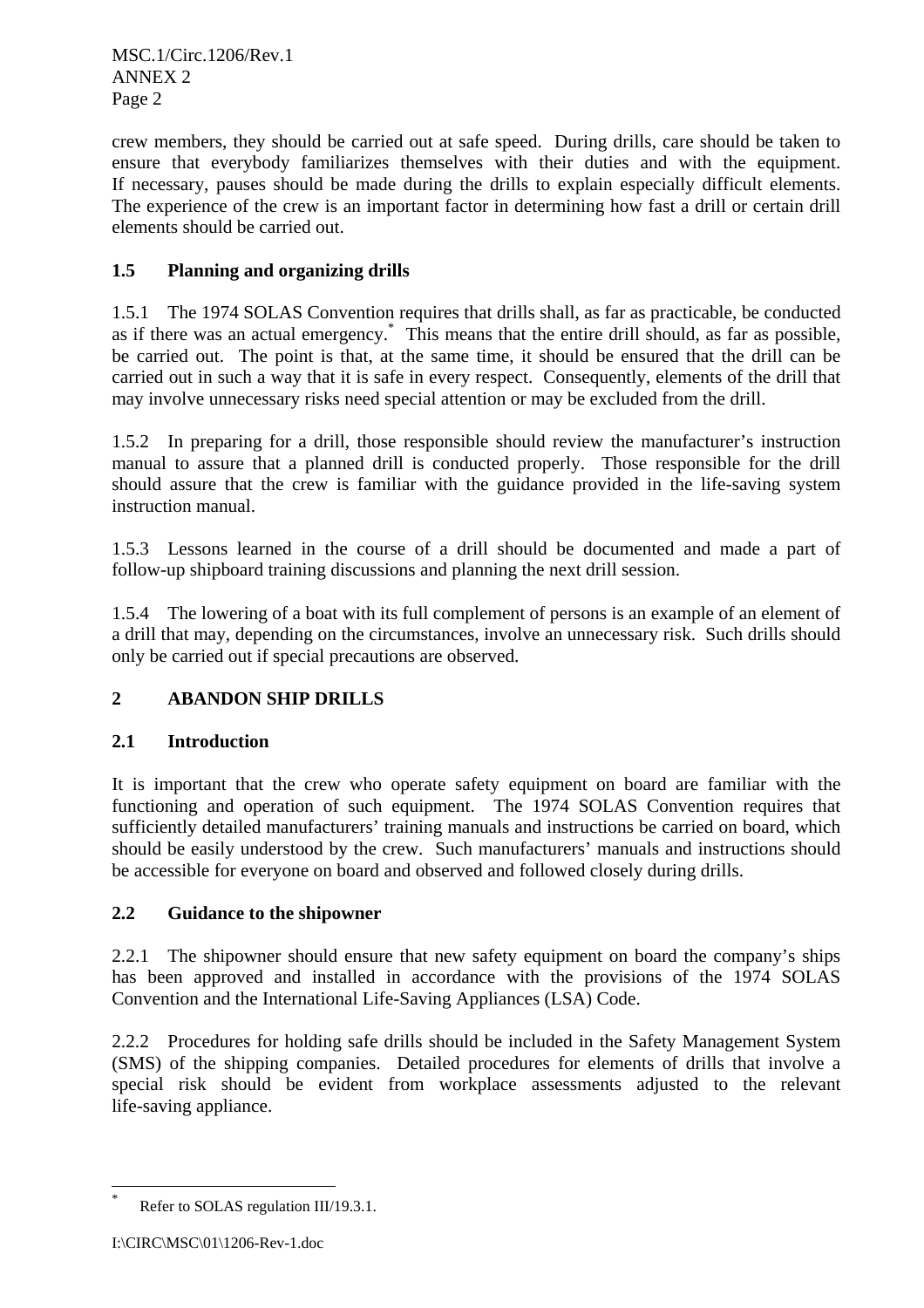crew members, they should be carried out at safe speed. During drills, care should be taken to ensure that everybody familiarizes themselves with their duties and with the equipment. If necessary, pauses should be made during the drills to explain especially difficult elements. The experience of the crew is an important factor in determining how fast a drill or certain drill elements should be carried out.

### 1.5 Planning and organizing drills

1.5.1 The 1974 SOLAS Convention requires that drills shall, as far as practicable, be conducted as if there was an actual emergency.[*] This means that the entire drill should, as far as possible, be carried out. The point is that, at the same time, it should be ensured that the drill can be carried out in such a way that it is safe in every respect. Consequently, elements of the drill that may involve unnecessary risks need special attention or may be excluded from the drill.

1.5.2 In preparing for a drill, those responsible should review the manufacturer's instruction manual to assure that a planned drill is conducted properly. Those responsible for the drill should assure that the crew is familiar with the guidance provided in the life-saving system instruction manual.

1.5.3 Lessons learned in the course of a drill should be documented and made a part of follow-up shipboard training discussions and planning the next drill session.

1.5.4 The lowering of a boat with its full complement of persons is an example of an element of a drill that may, depending on the circumstances, involve an unnecessary risk. Such drills should only be carried out if special precautions are observed.

## 2 ABANDON SHIP DRILLS

### 2.1 Introduction

It is important that the crew who operate safety equipment on board are familiar with the functioning and operation of such equipment. The 1974 SOLAS Convention requires that sufficiently detailed manufacturers' training manuals and instructions be carried on board, which should be easily understood by the crew. Such manufacturers' manuals and instructions should be accessible for everyone on board and observed and followed closely during drills.

### 2.2 Guidance to the shipowner

2.2.1 The shipowner should ensure that new safety equipment on board the company's ships has been approved and installed in accordance with the provisions of the 1974 SOLAS Convention and the International Life-Saving Appliances (LSA) Code.

2.2.2 Procedures for holding safe drills should be included in the Safety Management System (SMS) of the shipping companies. Detailed procedures for elements of drills that involve a special risk should be evident from workplace assessments adjusted to the relevant life-saving appliance.

---

[*] Refer to SOLAS regulation III/19.3.1.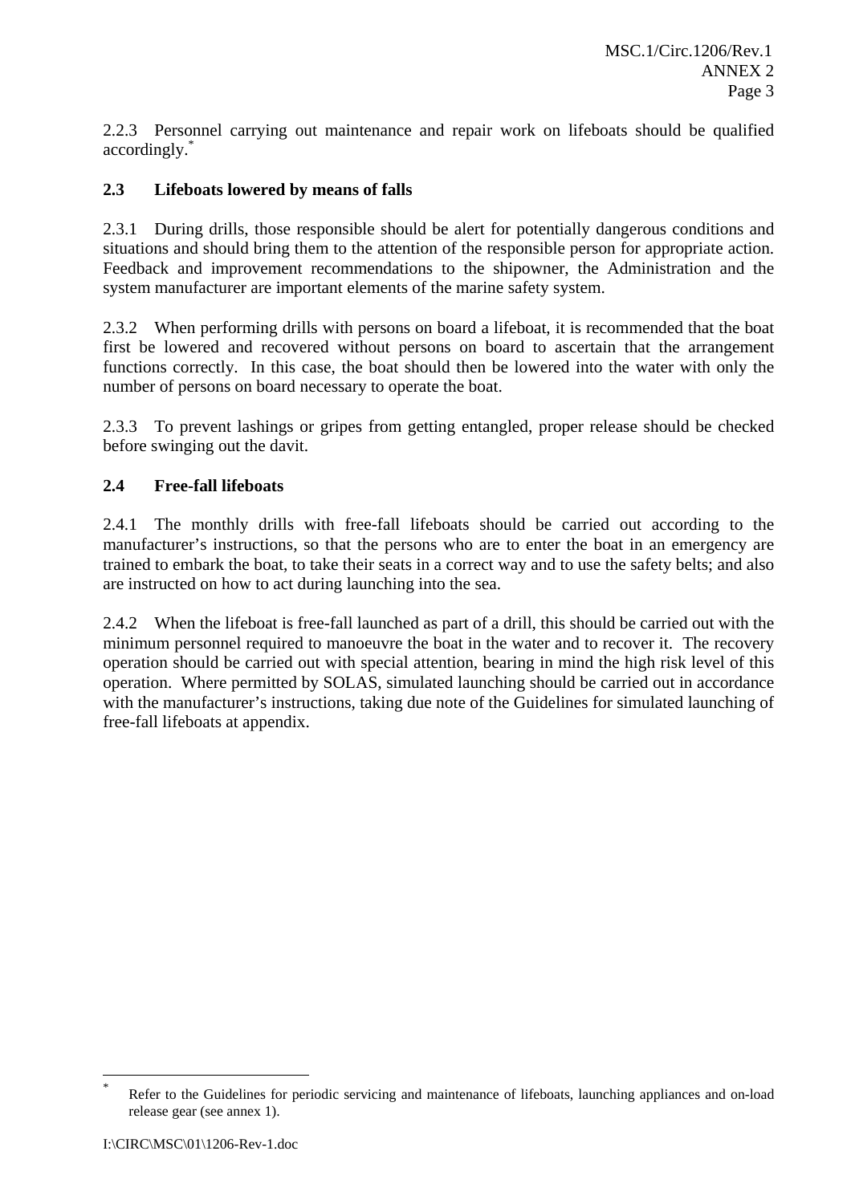2.2.3 Personnel carrying out maintenance and repair work on lifeboats should be qualified accordingly.*

### 2.3 Lifeboats lowered by means of falls

2.3.1 During drills, those responsible should be alert for potentially dangerous conditions and situations and should bring them to the attention of the responsible person for appropriate action. Feedback and improvement recommendations to the shipowner, the Administration and the system manufacturer are important elements of the marine safety system.

2.3.2 When performing drills with persons on board a lifeboat, it is recommended that the boat first be lowered and recovered without persons on board to ascertain that the arrangement functions correctly. In this case, the boat should then be lowered into the water with only the number of persons on board necessary to operate the boat.

2.3.3 To prevent lashings or gripes from getting entangled, proper release should be checked before swinging out the davit.

### 2.4 Free-fall lifeboats

2.4.1 The monthly drills with free-fall lifeboats should be carried out according to the manufacturer's instructions, so that the persons who are to enter the boat in an emergency are trained to embark the boat, to take their seats in a correct way and to use the safety belts; and also are instructed on how to act during launching into the sea.

2.4.2 When the lifeboat is free-fall launched as part of a drill, this should be carried out with the minimum personnel required to manoeuvre the boat in the water and to recover it. The recovery operation should be carried out with special attention, bearing in mind the high risk level of this operation. Where permitted by SOLAS, simulated launching should be carried out in accordance with the manufacturer's instructions, taking due note of the Guidelines for simulated launching of free-fall lifeboats at appendix.

---

* Refer to the Guidelines for periodic servicing and maintenance of lifeboats, launching appliances and on-load release gear (see annex 1).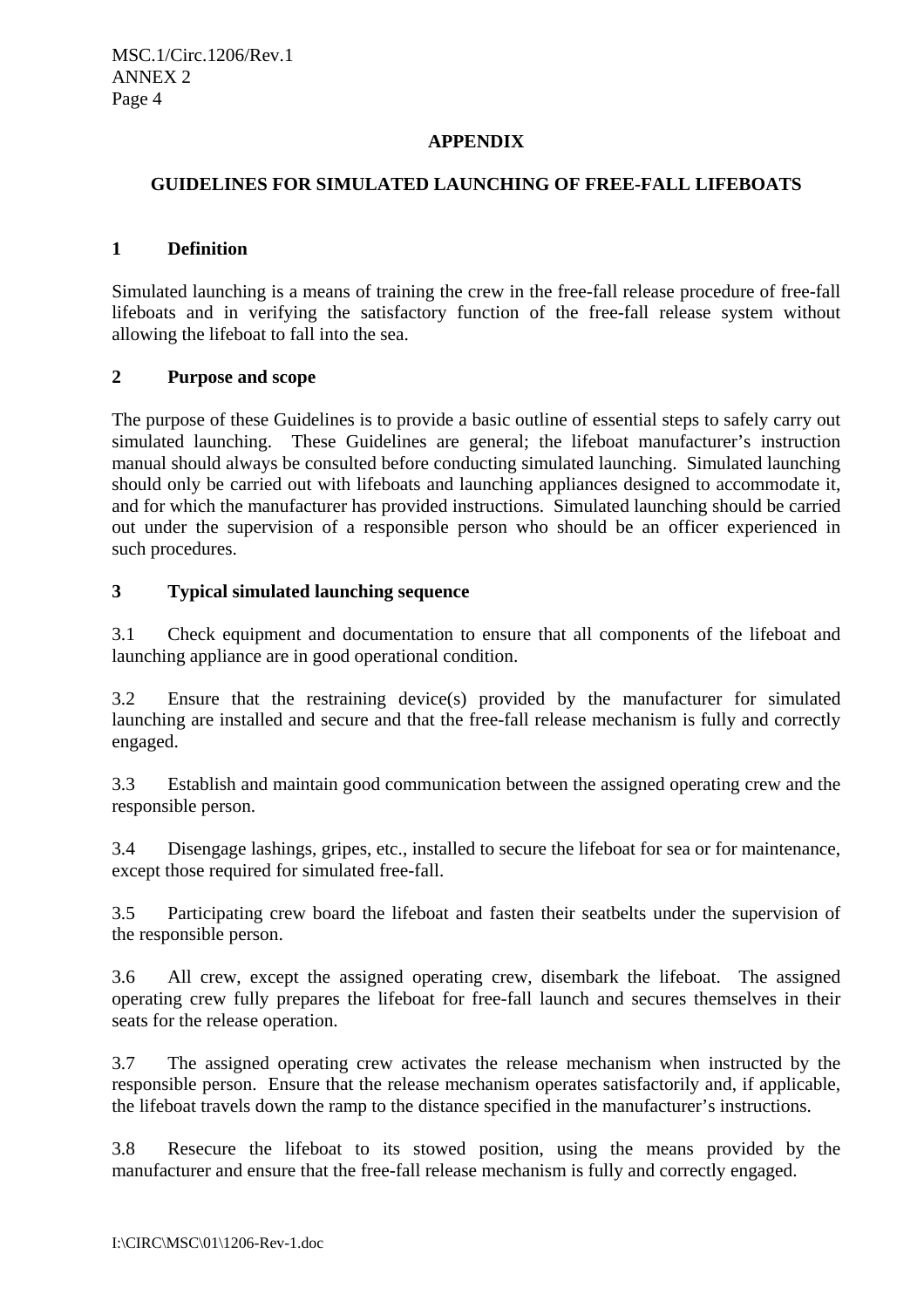## APPENDIX

## GUIDELINES FOR SIMULATED LAUNCHING OF FREE-FALL LIFEBOATS

### 1 Definition

Simulated launching is a means of training the crew in the free-fall release procedure of free-fall lifeboats and in verifying the satisfactory function of the free-fall release system without allowing the lifeboat to fall into the sea.

### 2 Purpose and scope

The purpose of these Guidelines is to provide a basic outline of essential steps to safely carry out simulated launching. These Guidelines are general; the lifeboat manufacturer's instruction manual should always be consulted before conducting simulated launching. Simulated launching should only be carried out with lifeboats and launching appliances designed to accommodate it, and for which the manufacturer has provided instructions. Simulated launching should be carried out under the supervision of a responsible person who should be an officer experienced in such procedures.

### 3 Typical simulated launching sequence

3.1 Check equipment and documentation to ensure that all components of the lifeboat and launching appliance are in good operational condition.

3.2 Ensure that the restraining device(s) provided by the manufacturer for simulated launching are installed and secure and that the free-fall release mechanism is fully and correctly engaged.

3.3 Establish and maintain good communication between the assigned operating crew and the responsible person.

3.4 Disengage lashings, gripes, etc., installed to secure the lifeboat for sea or for maintenance, except those required for simulated free-fall.

3.5 Participating crew board the lifeboat and fasten their seatbelts under the supervision of the responsible person.

3.6 All crew, except the assigned operating crew, disembark the lifeboat. The assigned operating crew fully prepares the lifeboat for free-fall launch and secures themselves in their seats for the release operation.

3.7 The assigned operating crew activates the release mechanism when instructed by the responsible person. Ensure that the release mechanism operates satisfactorily and, if applicable, the lifeboat travels down the ramp to the distance specified in the manufacturer's instructions.

3.8 Resecure the lifeboat to its stowed position, using the means provided by the manufacturer and ensure that the free-fall release mechanism is fully and correctly engaged.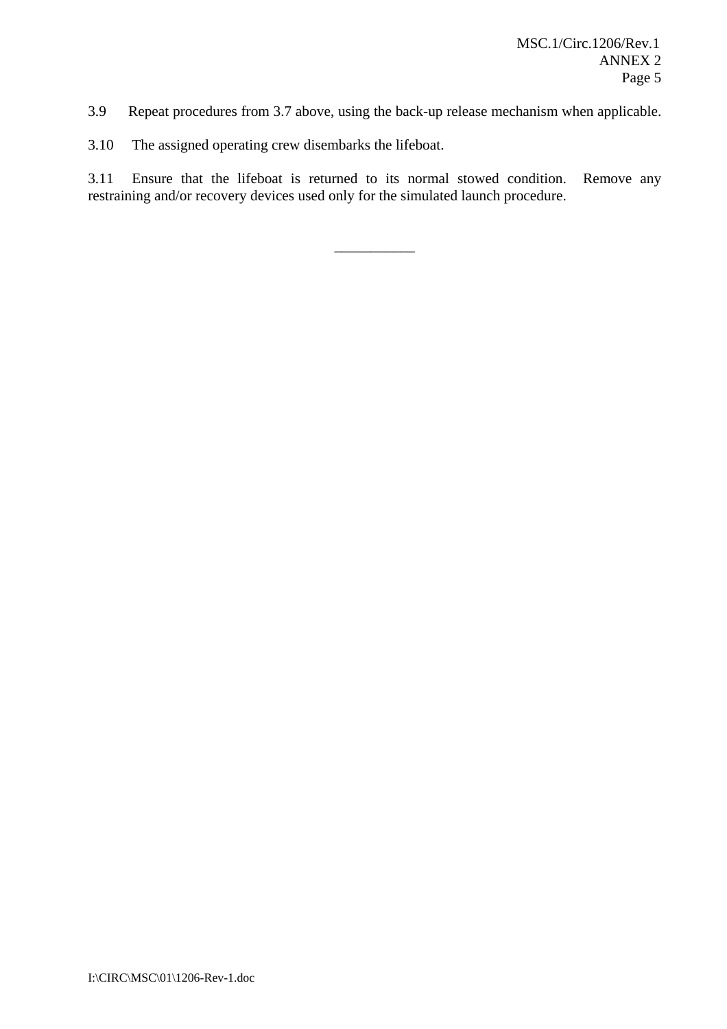3.9 Repeat procedures from 3.7 above, using the back-up release mechanism when applicable.

3.10 The assigned operating crew disembarks the lifeboat.

3.11 Ensure that the lifeboat is returned to its normal stowed condition. Remove any restraining and/or recovery devices used only for the simulated launch procedure.

___________